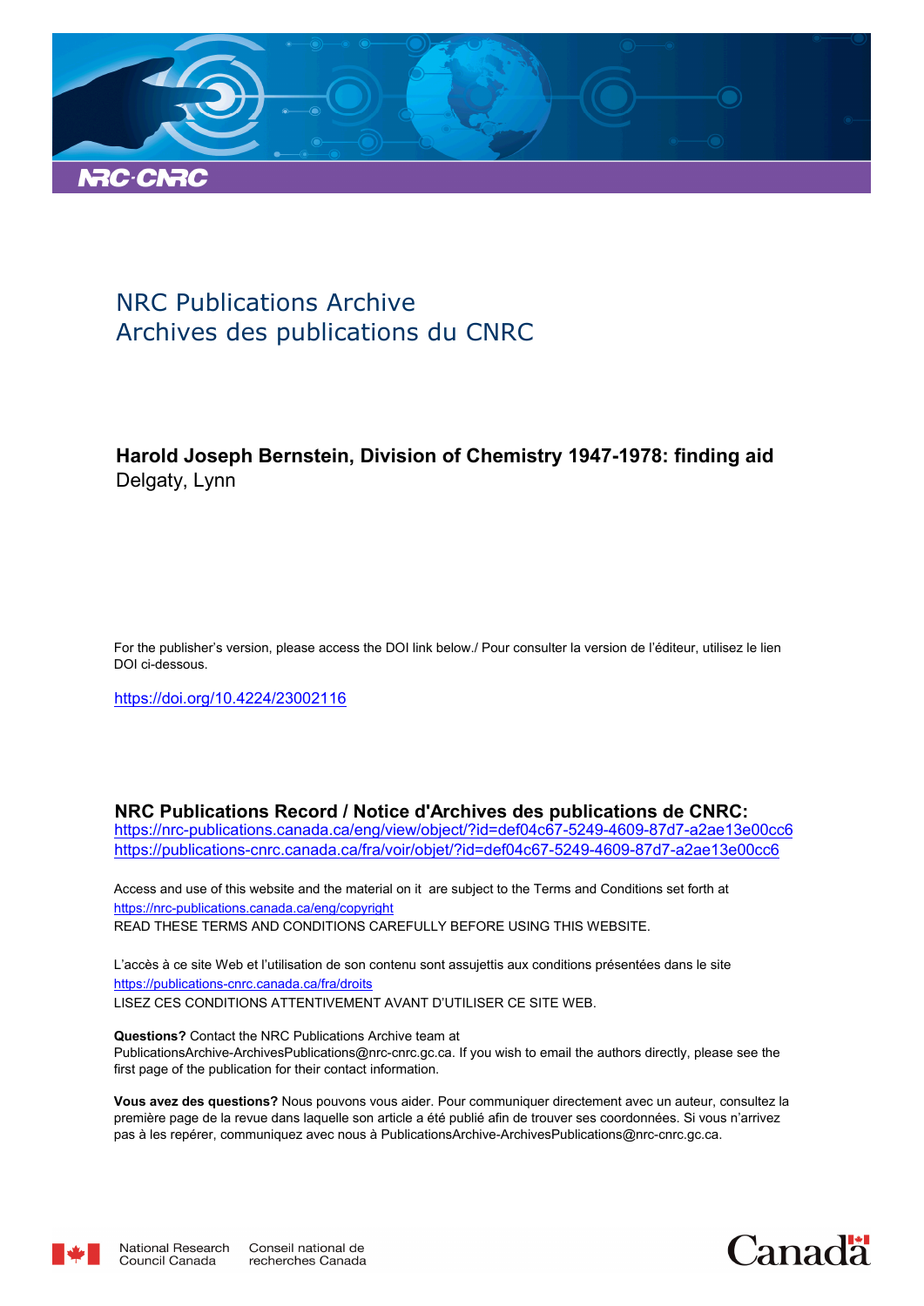NRC Publications Archive
Archives des publications du CNRC

**Harold Joseph Bernstein, Division of Chemistry 1947-1978: finding aid**
Delgaty, Lynn

For the publisher's version, please access the DOI link below./ Pour consulter la version de l'éditeur, utilisez le lien DOI ci-dessous.

https://doi.org/10.4224/23002116

**NRC Publications Record / Notice d'Archives des publications de CNRC:**
https://nrc-publications.canada.ca/eng/view/object/?id=def04c67-5249-4609-87d7-a2ae13e00cc6
https://publications-cnrc.canada.ca/fra/voir/objet/?id=def04c67-5249-4609-87d7-a2ae13e00cc6

Access and use of this website and the material on it are subject to the Terms and Conditions set forth at
https://nrc-publications.canada.ca/eng/copyright
READ THESE TERMS AND CONDITIONS CAREFULLY BEFORE USING THIS WEBSITE.

L'accès à ce site Web et l'utilisation de son contenu sont assujettis aux conditions présentées dans le site
https://publications-cnrc.canada.ca/fra/droits
LISEZ CES CONDITIONS ATTENTIVEMENT AVANT D'UTILISER CE SITE WEB.

**Questions?** Contact the NRC Publications Archive team at
PublicationsArchive-ArchivesPublications@nrc-cnrc.gc.ca. If you wish to email the authors directly, please see the first page of the publication for their contact information.

**Vous avez des questions?** Nous pouvons vous aider. Pour communiquer directement avec un auteur, consultez la première page de la revue dans laquelle son article a été publié afin de trouver ses coordonnées. Si vous n'arrivez pas à les repérer, communiquez avec nous à PublicationsArchive-ArchivesPublications@nrc-cnrc.gc.ca.

National Research Council Canada
Conseil national de recherches Canada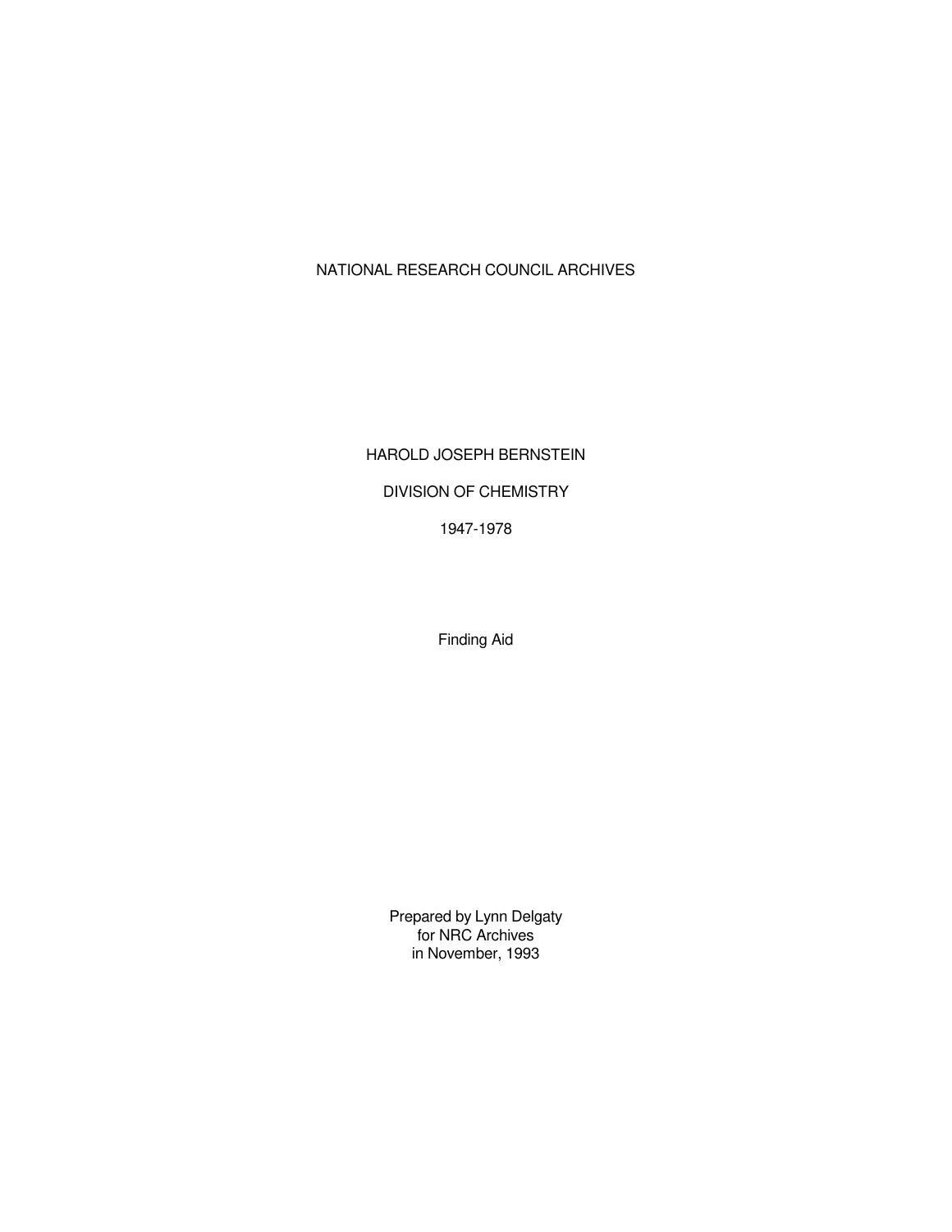NATIONAL RESEARCH COUNCIL ARCHIVES

HAROLD JOSEPH BERNSTEIN

DIVISION OF CHEMISTRY

1947-1978

Finding Aid

Prepared by Lynn Delgaty
for NRC Archives
in November, 1993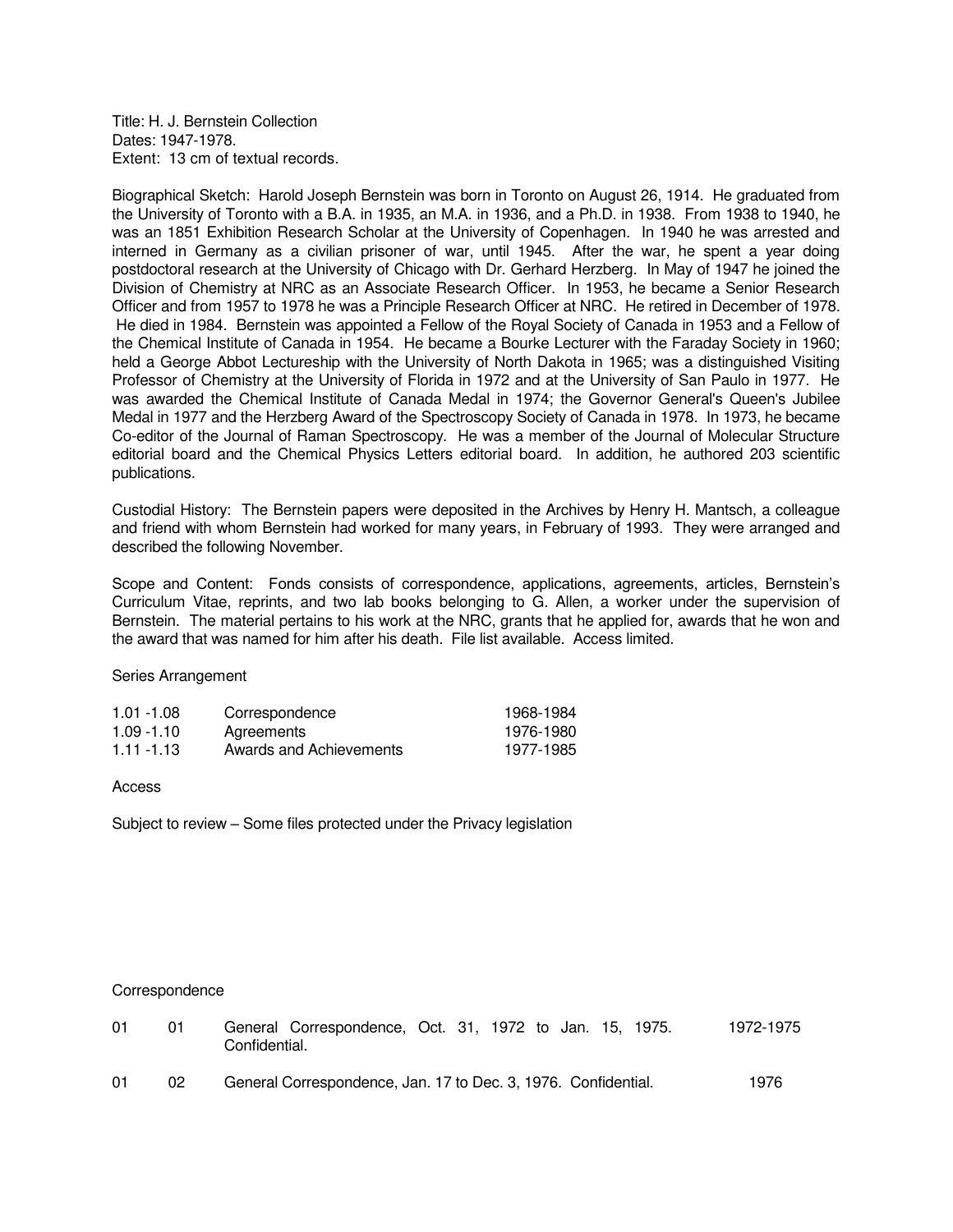Title: H. J. Bernstein Collection
Dates: 1947-1978.
Extent: 13 cm of textual records.

Biographical Sketch: Harold Joseph Bernstein was born in Toronto on August 26, 1914. He graduated from the University of Toronto with a B.A. in 1935, an M.A. in 1936, and a Ph.D. in 1938. From 1938 to 1940, he was an 1851 Exhibition Research Scholar at the University of Copenhagen. In 1940 he was arrested and interned in Germany as a civilian prisoner of war, until 1945. After the war, he spent a year doing postdoctoral research at the University of Chicago with Dr. Gerhard Herzberg. In May of 1947 he joined the Division of Chemistry at NRC as an Associate Research Officer. In 1953, he became a Senior Research Officer and from 1957 to 1978 he was a Principle Research Officer at NRC. He retired in December of 1978. He died in 1984. Bernstein was appointed a Fellow of the Royal Society of Canada in 1953 and a Fellow of the Chemical Institute of Canada in 1954. He became a Bourke Lecturer with the Faraday Society in 1960; held a George Abbot Lectureship with the University of North Dakota in 1965; was a distinguished Visiting Professor of Chemistry at the University of Florida in 1972 and at the University of San Paulo in 1977. He was awarded the Chemical Institute of Canada Medal in 1974; the Governor General's Queen's Jubilee Medal in 1977 and the Herzberg Award of the Spectroscopy Society of Canada in 1978. In 1973, he became Co-editor of the Journal of Raman Spectroscopy. He was a member of the Journal of Molecular Structure editorial board and the Chemical Physics Letters editorial board. In addition, he authored 203 scientific publications.

Custodial History: The Bernstein papers were deposited in the Archives by Henry H. Mantsch, a colleague and friend with whom Bernstein had worked for many years, in February of 1993. They were arranged and described the following November.

Scope and Content: Fonds consists of correspondence, applications, agreements, articles, Bernstein's Curriculum Vitae, reprints, and two lab books belonging to G. Allen, a worker under the supervision of Bernstein. The material pertains to his work at the NRC, grants that he applied for, awards that he won and the award that was named for him after his death. File list available. Access limited.

Series Arrangement

| | | |
|---|---|---|
| 1.01 -1.08 | Correspondence | 1968-1984 |
| 1.09 -1.10 | Agreements | 1976-1980 |
| 1.11 -1.13 | Awards and Achievements | 1977-1985 |

Access

Subject to review – Some files protected under the Privacy legislation

Correspondence

| | | | |
|---|---|---|---|
| 01 | 01 | General Correspondence, Oct. 31, 1972 to Jan. 15, 1975. Confidential. | 1972-1975 |
| 01 | 02 | General Correspondence, Jan. 17 to Dec. 3, 1976. Confidential. | 1976 |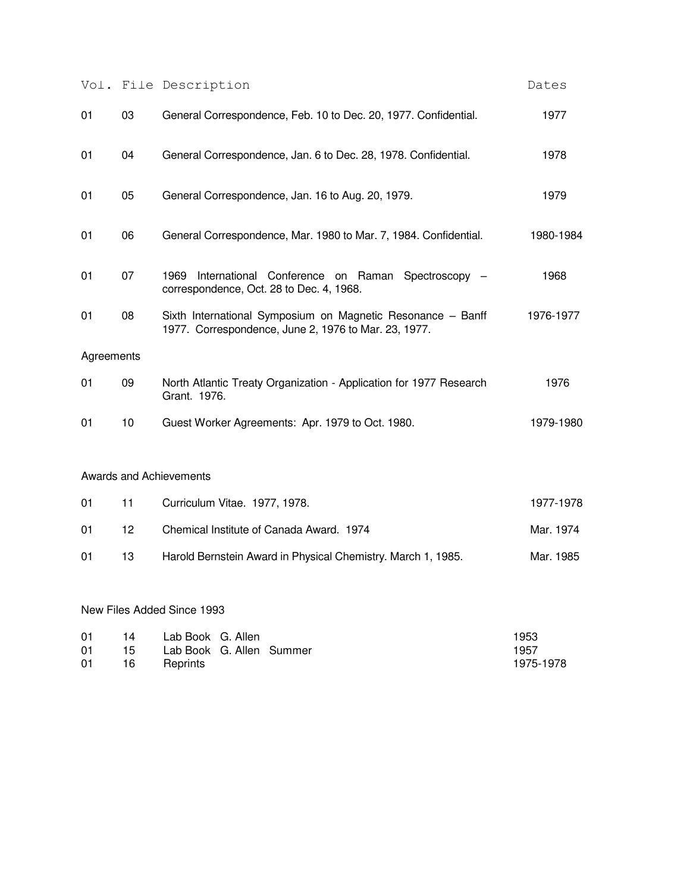| Vol. | File | Description | Dates |
|---|---|---|---|
| 01 | 03 | General Correspondence, Feb. 10 to Dec. 20, 1977. Confidential. | 1977 |
| 01 | 04 | General Correspondence, Jan. 6 to Dec. 28, 1978. Confidential. | 1978 |
| 01 | 05 | General Correspondence, Jan. 16 to Aug. 20, 1979. | 1979 |
| 01 | 06 | General Correspondence, Mar. 1980 to Mar. 7, 1984. Confidential. | 1980-1984 |
| 01 | 07 | 1969 International Conference on Raman Spectroscopy – correspondence, Oct. 28 to Dec. 4, 1968. | 1968 |
| 01 | 08 | Sixth International Symposium on Magnetic Resonance – Banff 1977. Correspondence, June 2, 1976 to Mar. 23, 1977. | 1976-1977 |

Agreements

| Vol. | File | Description | Dates |
|---|---|---|---|
| 01 | 09 | North Atlantic Treaty Organization - Application for 1977 Research Grant. 1976. | 1976 |
| 01 | 10 | Guest Worker Agreements: Apr. 1979 to Oct. 1980. | 1979-1980 |

Awards and Achievements

| Vol. | File | Description | Dates |
|---|---|---|---|
| 01 | 11 | Curriculum Vitae. 1977, 1978. | 1977-1978 |
| 01 | 12 | Chemical Institute of Canada Award. 1974 | Mar. 1974 |
| 01 | 13 | Harold Bernstein Award in Physical Chemistry. March 1, 1985. | Mar. 1985 |

New Files Added Since 1993

| Vol. | File | Description | Dates |
|---|---|---|---|
| 01 | 14 | Lab Book G. Allen | 1953 |
| 01 | 15 | Lab Book G. Allen Summer | 1957 |
| 01 | 16 | Reprints | 1975-1978 |